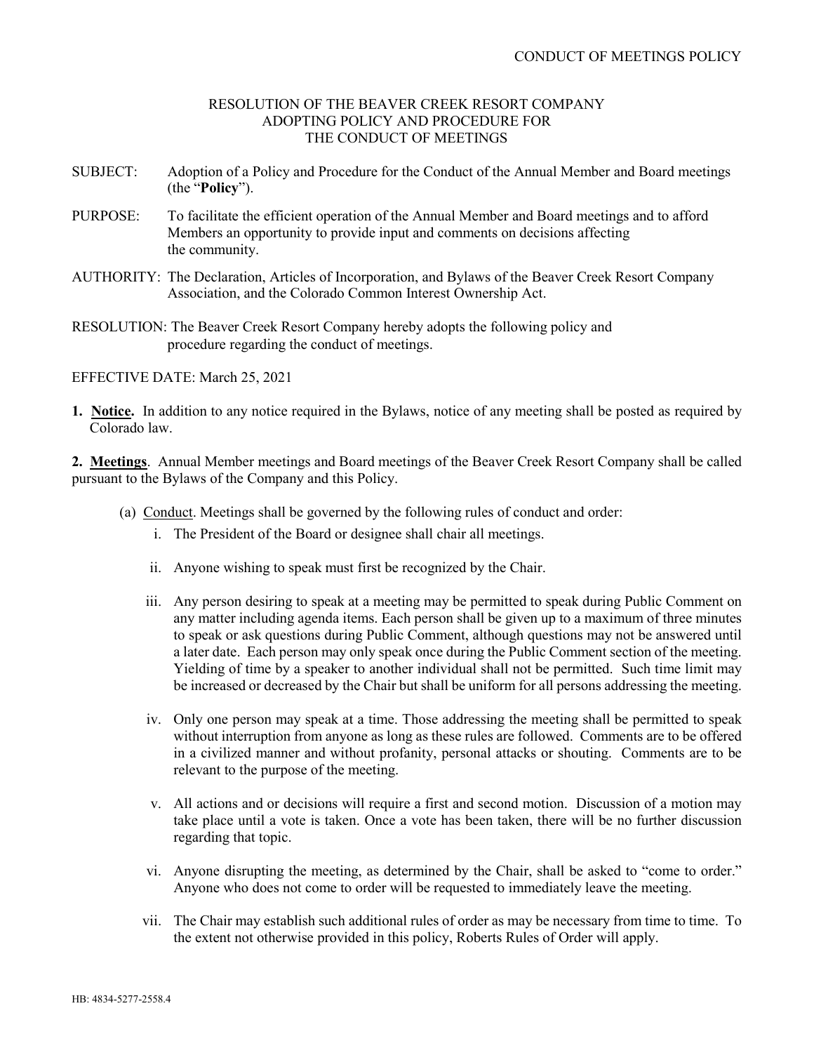# RESOLUTION OF THE BEAVER CREEK RESORT COMPANY ADOPTING POLICY AND PROCEDURE FOR THE CONDUCT OF MEETINGS

SUBJECT: Adoption of a Policy and Procedure for the Conduct of the Annual Member and Board meetings (the "**Policy**").

PURPOSE: To facilitate the efficient operation of the Annual Member and Board meetings and to afford Members an opportunity to provide input and comments on decisions affecting the community.

AUTHORITY: The Declaration, Articles of Incorporation, and Bylaws of the Beaver Creek Resort Company Association, and the Colorado Common Interest Ownership Act.

RESOLUTION: The Beaver Creek Resort Company hereby adopts the following policy and procedure regarding the conduct of meetings.

EFFECTIVE DATE: March 25, 2021

**1. Notice.** In addition to any notice required in the Bylaws, notice of any meeting shall be posted as required by Colorado law.

**2. Meetings**. Annual Member meetings and Board meetings of the Beaver Creek Resort Company shall be called pursuant to the Bylaws of the Company and this Policy.

(a) Conduct. Meetings shall be governed by the following rules of conduct and order:

i. The President of the Board or designee shall chair all meetings.

ii. Anyone wishing to speak must first be recognized by the Chair.

iii. Any person desiring to speak at a meeting may be permitted to speak during Public Comment on any matter including agenda items. Each person shall be given up to a maximum of three minutes to speak or ask questions during Public Comment, although questions may not be answered until a later date. Each person may only speak once during the Public Comment section of the meeting. Yielding of time by a speaker to another individual shall not be permitted. Such time limit may be increased or decreased by the Chair but shall be uniform for all persons addressing the meeting.

iv. Only one person may speak at a time. Those addressing the meeting shall be permitted to speak without interruption from anyone as long as these rules are followed. Comments are to be offered in a civilized manner and without profanity, personal attacks or shouting. Comments are to be relevant to the purpose of the meeting.

v. All actions and or decisions will require a first and second motion. Discussion of a motion may take place until a vote is taken. Once a vote has been taken, there will be no further discussion regarding that topic.

vi. Anyone disrupting the meeting, as determined by the Chair, shall be asked to "come to order." Anyone who does not come to order will be requested to immediately leave the meeting.

vii. The Chair may establish such additional rules of order as may be necessary from time to time. To the extent not otherwise provided in this policy, Roberts Rules of Order will apply.

HB: 4834-5277-2558.4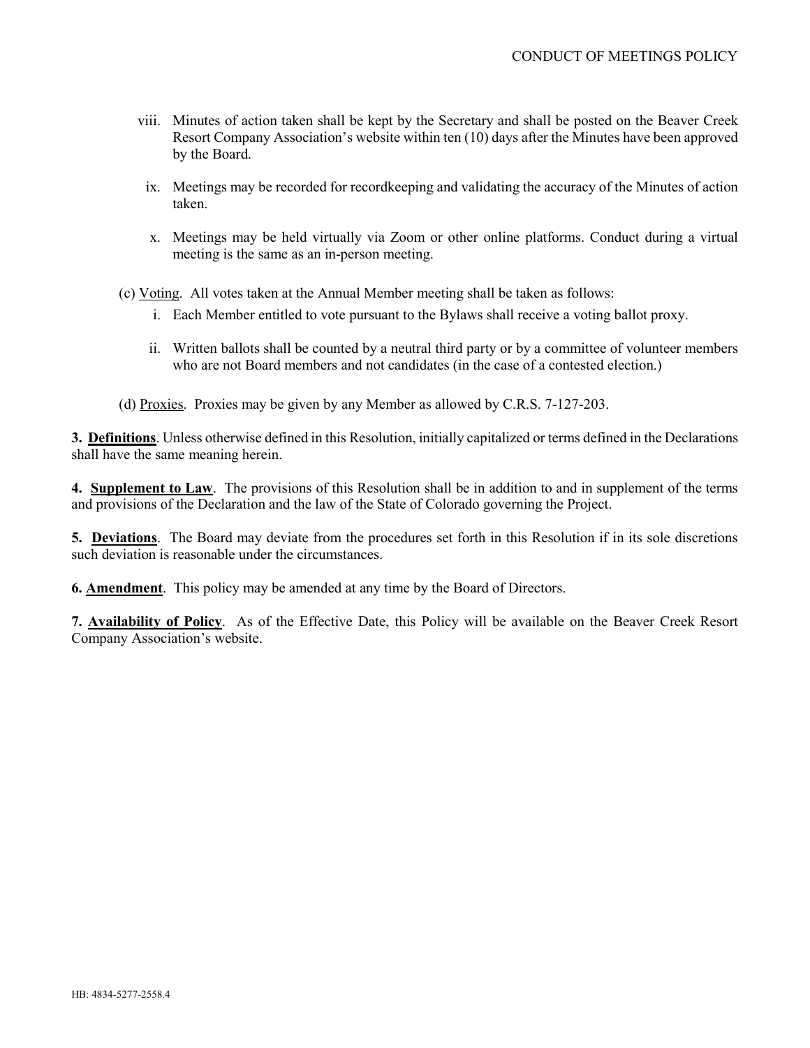viii. Minutes of action taken shall be kept by the Secretary and shall be posted on the Beaver Creek Resort Company Association's website within ten (10) days after the Minutes have been approved by the Board.

ix. Meetings may be recorded for recordkeeping and validating the accuracy of the Minutes of action taken.

x. Meetings may be held virtually via Zoom or other online platforms. Conduct during a virtual meeting is the same as an in-person meeting.

(c) Voting. All votes taken at the Annual Member meeting shall be taken as follows:

i. Each Member entitled to vote pursuant to the Bylaws shall receive a voting ballot proxy.

ii. Written ballots shall be counted by a neutral third party or by a committee of volunteer members who are not Board members and not candidates (in the case of a contested election.)

(d) Proxies. Proxies may be given by any Member as allowed by C.R.S. 7-127-203.

**3. Definitions**. Unless otherwise defined in this Resolution, initially capitalized or terms defined in the Declarations shall have the same meaning herein.

**4. Supplement to Law**. The provisions of this Resolution shall be in addition to and in supplement of the terms and provisions of the Declaration and the law of the State of Colorado governing the Project.

**5. Deviations**. The Board may deviate from the procedures set forth in this Resolution if in its sole discretions such deviation is reasonable under the circumstances.

**6. Amendment**. This policy may be amended at any time by the Board of Directors.

**7. Availability of Policy**. As of the Effective Date, this Policy will be available on the Beaver Creek Resort Company Association's website.

HB: 4834-5277-2558.4